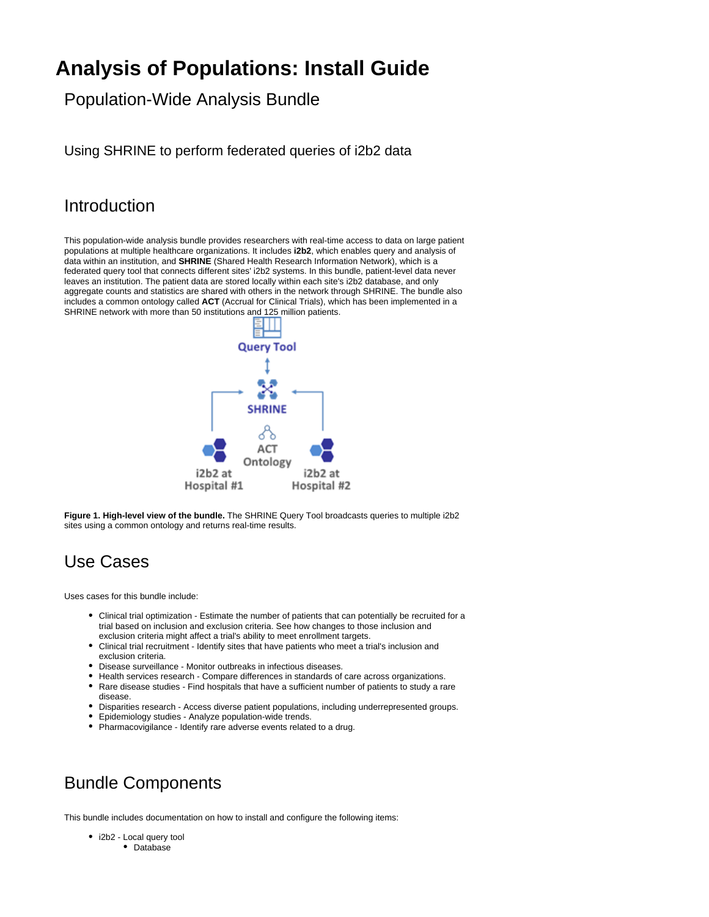# Analysis of Populations: Install Guide

## Population-Wide Analysis Bundle

### Using SHRINE to perform federated queries of i2b2 data

## Introduction

This population-wide analysis bundle provides researchers with real-time access to data on large patient populations at multiple healthcare organizations. It includes **i2b2**, which enables query and analysis of data within an institution, and **SHRINE** (Shared Health Research Information Network), which is a federated query tool that connects different sites' i2b2 systems. In this bundle, patient-level data never leaves an institution. The patient data are stored locally within each site's i2b2 database, and only aggregate counts and statistics are shared with others in the network through SHRINE. The bundle also includes a common ontology called **ACT** (Accrual for Clinical Trials), which has been implemented in a SHRINE network with more than 50 institutions and 125 million patients.

**Figure 1. High-level view of the bundle.** The SHRINE Query Tool broadcasts queries to multiple i2b2 sites using a common ontology and returns real-time results.

## Use Cases

Uses cases for this bundle include:

- Clinical trial optimization - Estimate the number of patients that can potentially be recruited for a trial based on inclusion and exclusion criteria. See how changes to those inclusion and exclusion criteria might affect a trial's ability to meet enrollment targets.
- Clinical trial recruitment - Identify sites that have patients who meet a trial's inclusion and exclusion criteria.
- Disease surveillance - Monitor outbreaks in infectious diseases.
- Health services research - Compare differences in standards of care across organizations.
- Rare disease studies - Find hospitals that have a sufficient number of patients to study a rare disease.
- Disparities research - Access diverse patient populations, including underrepresented groups.
- Epidemiology studies - Analyze population-wide trends.
- Pharmacovigilance - Identify rare adverse events related to a drug.

## Bundle Components

This bundle includes documentation on how to install and configure the following items:

- i2b2 - Local query tool
  - Database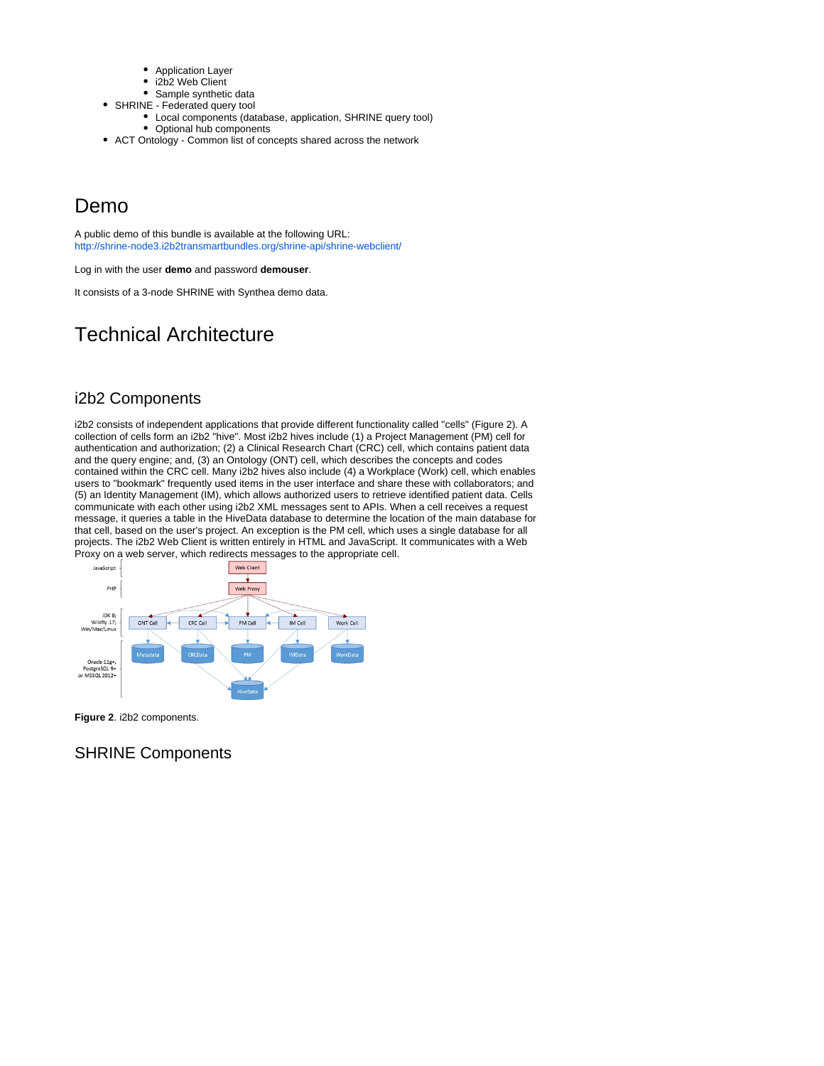- Application Layer
    - i2b2 Web Client
    - Sample synthetic data
- SHRINE - Federated query tool
    - Local components (database, application, SHRINE query tool)
    - Optional hub components
- ACT Ontology - Common list of concepts shared across the network

# Demo

A public demo of this bundle is available at the following URL:
http://shrine-node3.i2b2transmartbundles.org/shrine-api/shrine-webclient/

Log in with the user **demo** and password **demouser**.

It consists of a 3-node SHRINE with Synthea demo data.

# Technical Architecture

## i2b2 Components

i2b2 consists of independent applications that provide different functionality called "cells" (Figure 2). A collection of cells form an i2b2 "hive". Most i2b2 hives include (1) a Project Management (PM) cell for authentication and authorization; (2) a Clinical Research Chart (CRC) cell, which contains patient data and the query engine; and, (3) an Ontology (ONT) cell, which describes the concepts and codes contained within the CRC cell. Many i2b2 hives also include (4) a Workplace (Work) cell, which enables users to "bookmark" frequently used items in the user interface and share these with collaborators; and (5) an Identity Management (IM), which allows authorized users to retrieve identified patient data. Cells communicate with each other using i2b2 XML messages sent to APIs. When a cell receives a request message, it queries a table in the HiveData database to determine the location of the main database for that cell, based on the user's project. An exception is the PM cell, which uses a single database for all projects. The i2b2 Web Client is written entirely in HTML and JavaScript. It communicates with a Web Proxy on a web server, which redirects messages to the appropriate cell.

**Figure 2**. i2b2 components.

## SHRINE Components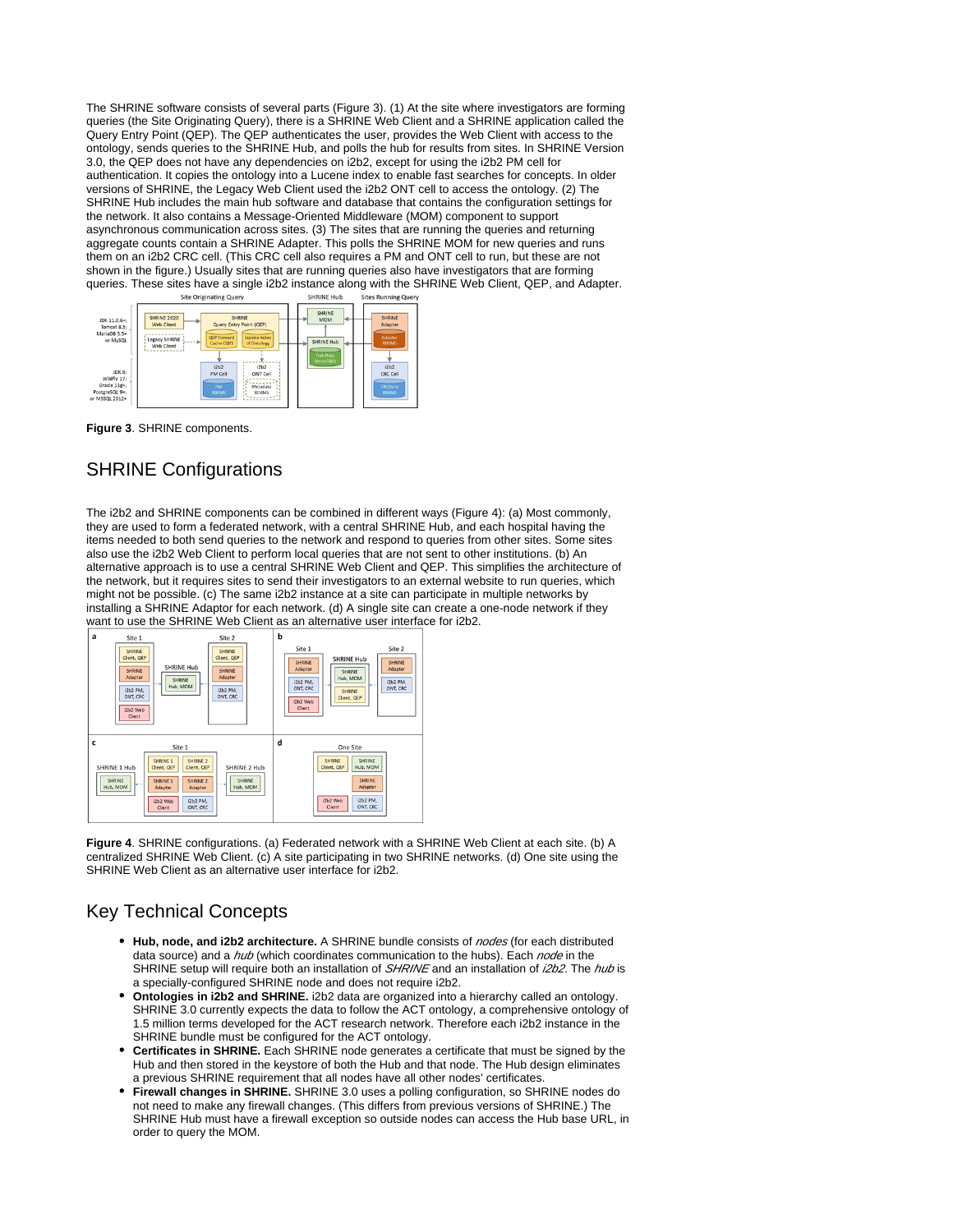The SHRINE software consists of several parts (Figure 3). (1) At the site where investigators are forming queries (the Site Originating Query), there is a SHRINE Web Client and a SHRINE application called the Query Entry Point (QEP). The QEP authenticates the user, provides the Web Client with access to the ontology, sends queries to the SHRINE Hub, and polls the hub for results from sites. In SHRINE Version 3.0, the QEP does not have any dependencies on i2b2, except for using the i2b2 PM cell for authentication. It copies the ontology into a Lucene index to enable fast searches for concepts. In older versions of SHRINE, the Legacy Web Client used the i2b2 ONT cell to access the ontology. (2) The SHRINE Hub includes the main hub software and database that contains the configuration settings for the network. It also contains a Message-Oriented Middleware (MOM) component to support asynchronous communication across sites. (3) The sites that are running the queries and returning aggregate counts contain a SHRINE Adapter. This polls the SHRINE MOM for new queries and runs them on an i2b2 CRC cell. (This CRC cell also requires a PM and ONT cell to run, but these are not shown in the figure.) Usually sites that are running queries also have investigators that are forming queries. These sites have a single i2b2 instance along with the SHRINE Web Client, QEP, and Adapter.

**Figure 3**. SHRINE components.

## SHRINE Configurations

The i2b2 and SHRINE components can be combined in different ways (Figure 4): (a) Most commonly, they are used to form a federated network, with a central SHRINE Hub, and each hospital having the items needed to both send queries to the network and respond to queries from other sites. Some sites also use the i2b2 Web Client to perform local queries that are not sent to other institutions. (b) An alternative approach is to use a central SHRINE Web Client and QEP. This simplifies the architecture of the network, but it requires sites to send their investigators to an external website to run queries, which might not be possible. (c) The same i2b2 instance at a site can participate in multiple networks by installing a SHRINE Adaptor for each network. (d) A single site can create a one-node network if they want to use the SHRINE Web Client as an alternative user interface for i2b2.

**Figure 4**. SHRINE configurations. (a) Federated network with a SHRINE Web Client at each site. (b) A centralized SHRINE Web Client. (c) A site participating in two SHRINE networks. (d) One site using the SHRINE Web Client as an alternative user interface for i2b2.

## Key Technical Concepts

- **Hub, node, and i2b2 architecture.** A SHRINE bundle consists of *nodes* (for each distributed data source) and a *hub* (which coordinates communication to the hubs). Each *node* in the SHRINE setup will require both an installation of *SHRINE* and an installation of *i2b2*. The *hub* is a specially-configured SHRINE node and does not require i2b2.
- **Ontologies in i2b2 and SHRINE.** i2b2 data are organized into a hierarchy called an ontology. SHRINE 3.0 currently expects the data to follow the ACT ontology, a comprehensive ontology of 1.5 million terms developed for the ACT research network. Therefore each i2b2 instance in the SHRINE bundle must be configured for the ACT ontology.
- **Certificates in SHRINE.** Each SHRINE node generates a certificate that must be signed by the Hub and then stored in the keystore of both the Hub and that node. The Hub design eliminates a previous SHRINE requirement that all nodes have all other nodes' certificates.
- **Firewall changes in SHRINE.** SHRINE 3.0 uses a polling configuration, so SHRINE nodes do not need to make any firewall changes. (This differs from previous versions of SHRINE.) The SHRINE Hub must have a firewall exception so outside nodes can access the Hub base URL, in order to query the MOM.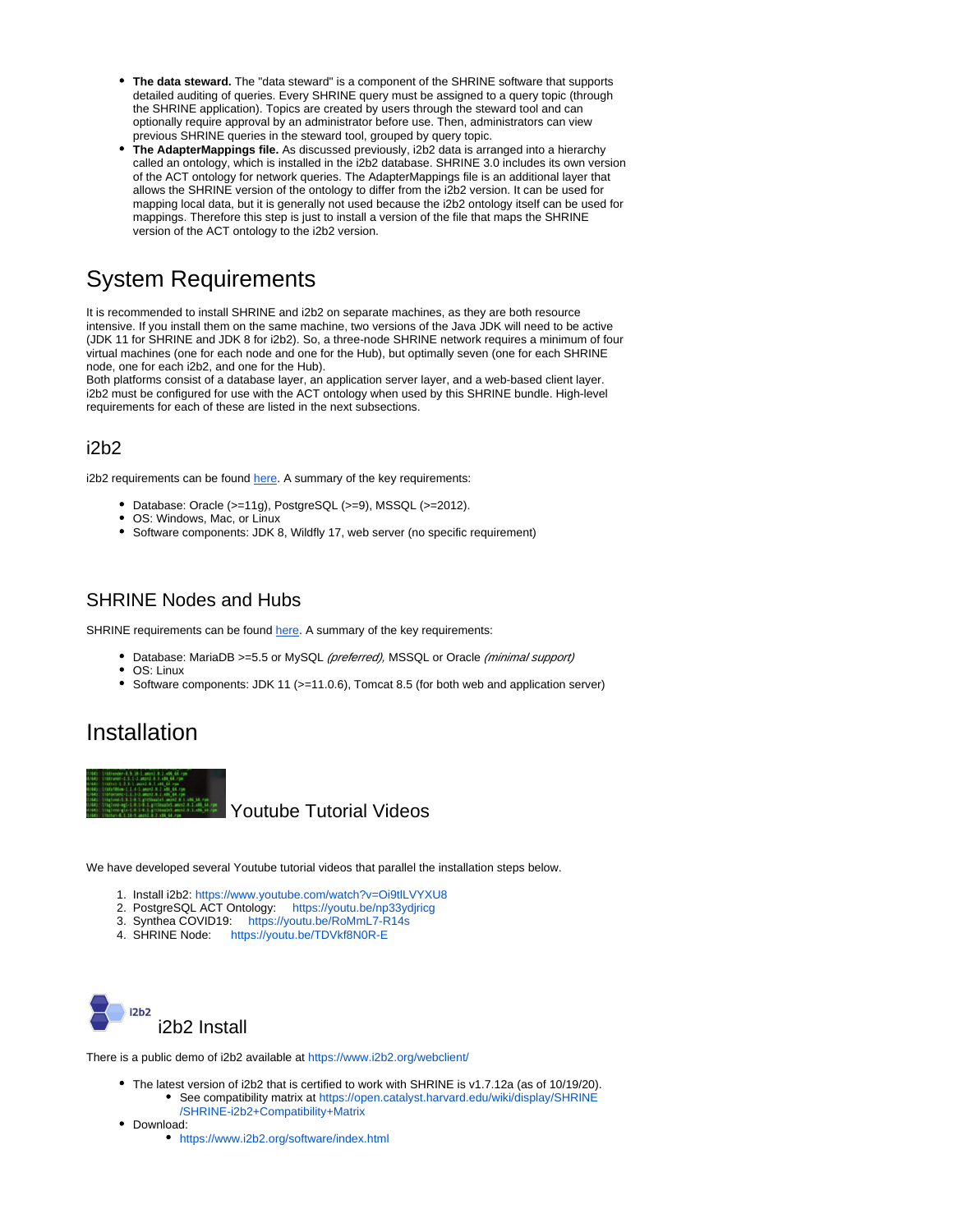- **The data steward.** The "data steward" is a component of the SHRINE software that supports detailed auditing of queries. Every SHRINE query must be assigned to a query topic (through the SHRINE application). Topics are created by users through the steward tool and can optionally require approval by an administrator before use. Then, administrators can view previous SHRINE queries in the steward tool, grouped by query topic.
- **The AdapterMappings file.** As discussed previously, i2b2 data is arranged into a hierarchy called an ontology, which is installed in the i2b2 database. SHRINE 3.0 includes its own version of the ACT ontology for network queries. The AdapterMappings file is an additional layer that allows the SHRINE version of the ontology to differ from the i2b2 version. It can be used for mapping local data, but it is generally not used because the i2b2 ontology itself can be used for mappings. Therefore this step is just to install a version of the file that maps the SHRINE version of the ACT ontology to the i2b2 version.

# System Requirements

It is recommended to install SHRINE and i2b2 on separate machines, as they are both resource intensive. If you install them on the same machine, two versions of the Java JDK will need to be active (JDK 11 for SHRINE and JDK 8 for i2b2). So, a three-node SHRINE network requires a minimum of four virtual machines (one for each node and one for the Hub), but optimally seven (one for each SHRINE node, one for each i2b2, and one for the Hub).
Both platforms consist of a database layer, an application server layer, and a web-based client layer. i2b2 must be configured for use with the ACT ontology when used by this SHRINE bundle. High-level requirements for each of these are listed in the next subsections.

## i2b2

i2b2 requirements can be found here. A summary of the key requirements:

- Database: Oracle (>=11g), PostgreSQL (>=9), MSSQL (>=2012).
- OS: Windows, Mac, or Linux
- Software components: JDK 8, Wildfly 17, web server (no specific requirement)

## SHRINE Nodes and Hubs

SHRINE requirements can be found here. A summary of the key requirements:

- Database: MariaDB >=5.5 or MySQL *(preferred)*, MSSQL or Oracle *(minimal support)*
- OS: Linux
- Software components: JDK 11 (>=11.0.6), Tomcat 8.5 (for both web and application server)

# Installation

## Youtube Tutorial Videos

We have developed several Youtube tutorial videos that parallel the installation steps below.

1. Install i2b2: https://www.youtube.com/watch?v=Oi9tILVYXU8
2. PostgreSQL ACT Ontology: https://youtu.be/np33ydjricg
3. Synthea COVID19: https://youtu.be/RoMmL7-R14s
4. SHRINE Node: https://youtu.be/TDVkf8N0R-E

## i2b2 Install

There is a public demo of i2b2 available at https://www.i2b2.org/webclient/

- The latest version of i2b2 that is certified to work with SHRINE is v1.7.12a (as of 10/19/20).
  - See compatibility matrix at https://open.catalyst.harvard.edu/wiki/display/SHRINE/SHRINE-i2b2+Compatibility+Matrix
- Download:
  - https://www.i2b2.org/software/index.html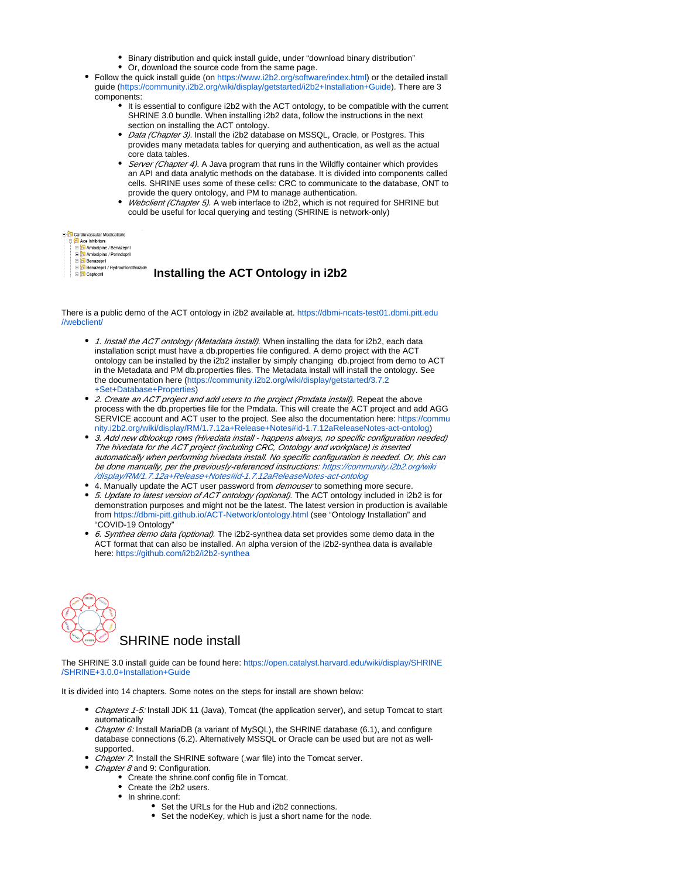- Binary distribution and quick install guide, under "download binary distribution"
- Or, download the source code from the same page.
- Follow the quick install guide (on https://www.i2b2.org/software/index.html) or the detailed install guide (https://community.i2b2.org/wiki/display/getstarted/i2b2+Installation+Guide). There are 3 components:
  - It is essential to configure i2b2 with the ACT ontology, to be compatible with the current SHRINE 3.0 bundle. When installing i2b2 data, follow the instructions in the next section on installing the ACT ontology.
  - *Data (Chapter 3).* Install the i2b2 database on MSSQL, Oracle, or Postgres. This provides many metadata tables for querying and authentication, as well as the actual core data tables.
  - *Server (Chapter 4).* A Java program that runs in the Wildfly container which provides an API and data analytic methods on the database. It is divided into components called cells. SHRINE uses some of these cells: CRC to communicate to the database, ONT to provide the query ontology, and PM to manage authentication.
  - *Webclient (Chapter 5).* A web interface to i2b2, which is not required for SHRINE but could be useful for local querying and testing (SHRINE is network-only)

## Installing the ACT Ontology in i2b2

There is a public demo of the ACT ontology in i2b2 available at. https://dbmi-ncats-test01.dbmi.pitt.edu//webclient/

- *1. Install the ACT ontology (Metadata install).* When installing the data for i2b2, each data installation script must have a db.properties file configured. A demo project with the ACT ontology can be installed by the i2b2 installer by simply changing db.project from demo to ACT in the Metadata and PM db.properties files. The Metadata install will install the ontology. See the documentation here (https://community.i2b2.org/wiki/display/getstarted/3.7.2+Set+Database+Properties)
- *2. Create an ACT project and add users to the project (Pmdata install).* Repeat the above process with the db.properties file for the Pmdata. This will create the ACT project and add AGG SERVICE account and ACT user to the project. See also the documentation here: https://community.i2b2.org/wiki/display/RM/1.7.12a+Release+Notes#id-1.7.12aReleaseNotes-act-ontolog)
- *3. Add new dblookup rows (Hivedata install - happens always, no specific configuration needed) The hivedata for the ACT project (including CRC, Ontology and workplace) is inserted automatically when performing hivedata install. No specific configuration is needed. Or, this can be done manually, per the previously-referenced instructions: https://community.i2b2.org/wiki/display/RM/1.7.12a+Release+Notes#id-1.7.12aReleaseNotes-act-ontolog*
- 4. Manually update the ACT user password from *demouser* to something more secure.
- *5. Update to latest version of ACT ontology (optional).* The ACT ontology included in i2b2 is for demonstration purposes and might not be the latest. The latest version in production is available from https://dbmi-pitt.github.io/ACT-Network/ontology.html (see "Ontology Installation" and "COVID-19 Ontology"
- *6. Synthea demo data (optional).* The i2b2-synthea data set provides some demo data in the ACT format that can also be installed. An alpha version of the i2b2-synthea data is available here: https://github.com/i2b2/i2b2-synthea

## SHRINE node install

The SHRINE 3.0 install guide can be found here: https://open.catalyst.harvard.edu/wiki/display/SHRINE/SHRINE+3.0.0+Installation+Guide

It is divided into 14 chapters. Some notes on the steps for install are shown below:

- *Chapters 1-5:* Install JDK 11 (Java), Tomcat (the application server), and setup Tomcat to start automatically
- *Chapter 6:* Install MariaDB (a variant of MySQL), the SHRINE database (6.1), and configure database connections (6.2). Alternatively MSSQL or Oracle can be used but are not as well-supported.
- *Chapter 7*: Install the SHRINE software (.war file) into the Tomcat server.
- *Chapter 8* and 9: Configuration.
  - Create the shrine.conf config file in Tomcat.
  - Create the i2b2 users.
  - In shrine.conf:
    - Set the URLs for the Hub and i2b2 connections.
    - Set the nodeKey, which is just a short name for the node.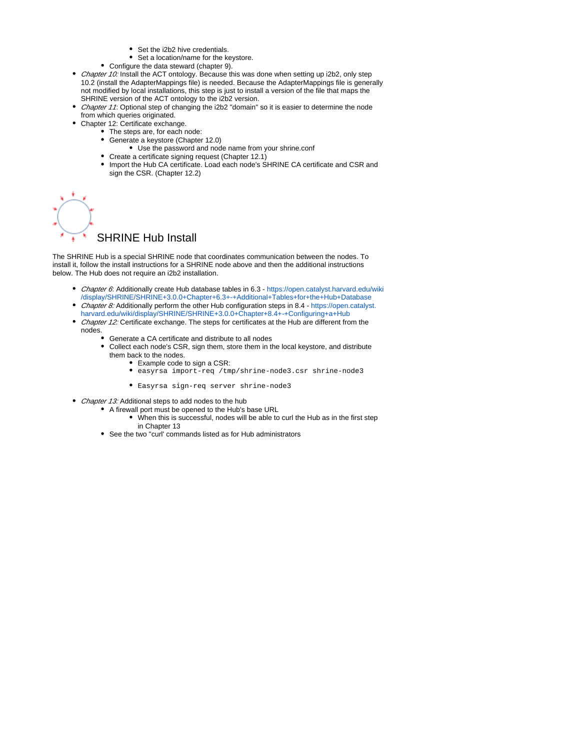- Set the i2b2 hive credentials.
    - Set a location/name for the keystore.
  - Configure the data steward (chapter 9).
- *Chapter 10:* Install the ACT ontology. Because this was done when setting up i2b2, only step 10.2 (install the AdapterMappings file) is needed. Because the AdapterMappings file is generally not modified by local installations, this step is just to install a version of the file that maps the SHRINE version of the ACT ontology to the i2b2 version.
- *Chapter 11*: Optional step of changing the i2b2 "domain" so it is easier to determine the node from which queries originated.
- Chapter 12: Certificate exchange.
  - The steps are, for each node:
  - Generate a keystore (Chapter 12.0)
    - Use the password and node name from your shrine.conf
  - Create a certificate signing request (Chapter 12.1)
  - Import the Hub CA certificate. Load each node's SHRINE CA certificate and CSR and sign the CSR. (Chapter 12.2)

## SHRINE Hub Install

The SHRINE Hub is a special SHRINE node that coordinates communication between the nodes. To install it, follow the install instructions for a SHRINE node above and then the additional instructions below. The Hub does not require an i2b2 installation.

- *Chapter 6*: Additionally create Hub database tables in 6.3 - https://open.catalyst.harvard.edu/wiki/display/SHRINE/SHRINE+3.0.0+Chapter+6.3+-+Additional+Tables+for+the+Hub+Database
- *Chapter 8:* Additionally perform the other Hub configuration steps in 8.4 - https://open.catalyst.harvard.edu/wiki/display/SHRINE/SHRINE+3.0.0+Chapter+8.4+-+Configuring+a+Hub
- *Chapter 12:* Certificate exchange. The steps for certificates at the Hub are different from the nodes.
  - Generate a CA certificate and distribute to all nodes
  - Collect each node's CSR, sign them, store them in the local keystore, and distribute them back to the nodes.
    - Example code to sign a CSR:
    - `easyrsa import-req /tmp/shrine-node3.csr shrine-node3`
    - `Easyrsa sign-req server shrine-node3`
- *Chapter 13:* Additional steps to add nodes to the hub
  - A firewall port must be opened to the Hub's base URL
    - When this is successful, nodes will be able to curl the Hub as in the first step in Chapter 13
  - See the two "curl' commands listed as for Hub administrators